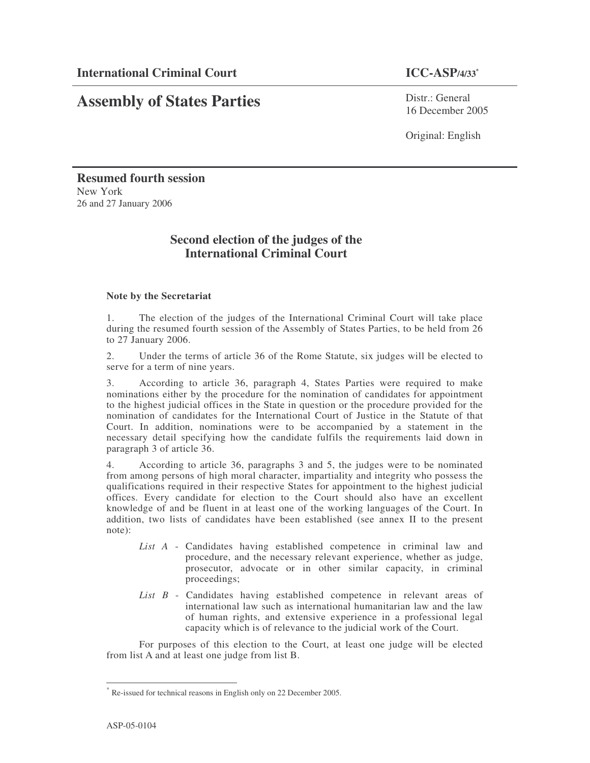**International Criminal Court** **ICC-ASP/4/33***

# Assembly of States Parties

Distr.: General
16 December 2005

Original: English

**Resumed fourth session**
New York
26 and 27 January 2006

## Second election of the judges of the International Criminal Court

### Note by the Secretariat

1. The election of the judges of the International Criminal Court will take place during the resumed fourth session of the Assembly of States Parties, to be held from 26 to 27 January 2006.

2. Under the terms of article 36 of the Rome Statute, six judges will be elected to serve for a term of nine years.

3. According to article 36, paragraph 4, States Parties were required to make nominations either by the procedure for the nomination of candidates for appointment to the highest judicial offices in the State in question or the procedure provided for the nomination of candidates for the International Court of Justice in the Statute of that Court. In addition, nominations were to be accompanied by a statement in the necessary detail specifying how the candidate fulfils the requirements laid down in paragraph 3 of article 36.

4. According to article 36, paragraphs 3 and 5, the judges were to be nominated from among persons of high moral character, impartiality and integrity who possess the qualifications required in their respective States for appointment to the highest judicial offices. Every candidate for election to the Court should also have an excellent knowledge of and be fluent in at least one of the working languages of the Court. In addition, two lists of candidates have been established (see annex II to the present note):

*List A* - Candidates having established competence in criminal law and procedure, and the necessary relevant experience, whether as judge, prosecutor, advocate or in other similar capacity, in criminal proceedings;

*List B* - Candidates having established competence in relevant areas of international law such as international humanitarian law and the law of human rights, and extensive experience in a professional legal capacity which is of relevance to the judicial work of the Court.

For purposes of this election to the Court, at least one judge will be elected from list A and at least one judge from list B.

---

* Re-issued for technical reasons in English only on 22 December 2005.

ASP-05-0104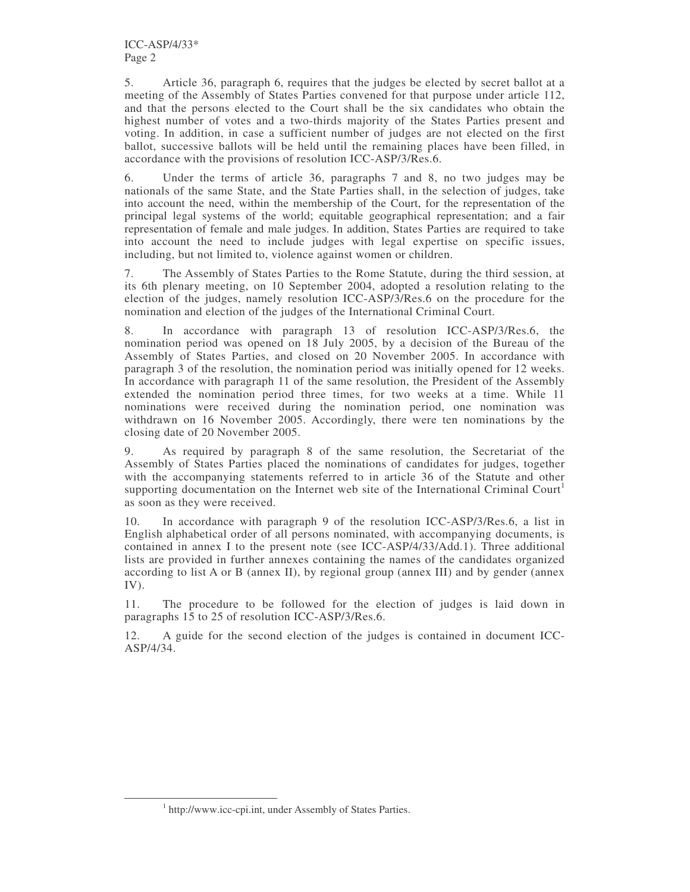5. Article 36, paragraph 6, requires that the judges be elected by secret ballot at a meeting of the Assembly of States Parties convened for that purpose under article 112, and that the persons elected to the Court shall be the six candidates who obtain the highest number of votes and a two-thirds majority of the States Parties present and voting. In addition, in case a sufficient number of judges are not elected on the first ballot, successive ballots will be held until the remaining places have been filled, in accordance with the provisions of resolution ICC-ASP/3/Res.6.

6. Under the terms of article 36, paragraphs 7 and 8, no two judges may be nationals of the same State, and the State Parties shall, in the selection of judges, take into account the need, within the membership of the Court, for the representation of the principal legal systems of the world; equitable geographical representation; and a fair representation of female and male judges. In addition, States Parties are required to take into account the need to include judges with legal expertise on specific issues, including, but not limited to, violence against women or children.

7. The Assembly of States Parties to the Rome Statute, during the third session, at its 6th plenary meeting, on 10 September 2004, adopted a resolution relating to the election of the judges, namely resolution ICC-ASP/3/Res.6 on the procedure for the nomination and election of the judges of the International Criminal Court.

8. In accordance with paragraph 13 of resolution ICC-ASP/3/Res.6, the nomination period was opened on 18 July 2005, by a decision of the Bureau of the Assembly of States Parties, and closed on 20 November 2005. In accordance with paragraph 3 of the resolution, the nomination period was initially opened for 12 weeks. In accordance with paragraph 11 of the same resolution, the President of the Assembly extended the nomination period three times, for two weeks at a time. While 11 nominations were received during the nomination period, one nomination was withdrawn on 16 November 2005. Accordingly, there were ten nominations by the closing date of 20 November 2005.

9. As required by paragraph 8 of the same resolution, the Secretariat of the Assembly of States Parties placed the nominations of candidates for judges, together with the accompanying statements referred to in article 36 of the Statute and other supporting documentation on the Internet web site of the International Criminal Court[1] as soon as they were received.

10. In accordance with paragraph 9 of the resolution ICC-ASP/3/Res.6, a list in English alphabetical order of all persons nominated, with accompanying documents, is contained in annex I to the present note (see ICC-ASP/4/33/Add.1). Three additional lists are provided in further annexes containing the names of the candidates organized according to list A or B (annex II), by regional group (annex III) and by gender (annex IV).

11. The procedure to be followed for the election of judges is laid down in paragraphs 15 to 25 of resolution ICC-ASP/3/Res.6.

12. A guide for the second election of the judges is contained in document ICC-ASP/4/34.

---

[1] http://www.icc-cpi.int, under Assembly of States Parties.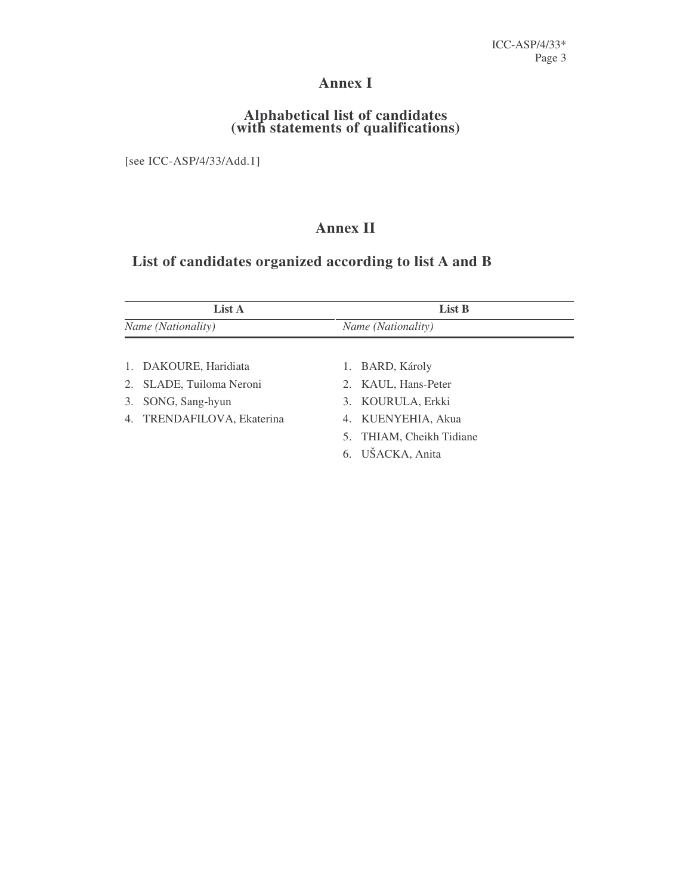# Annex I

## Alphabetical list of candidates (with statements of qualifications)

[see ICC-ASP/4/33/Add.1]

# Annex II

## List of candidates organized according to list A and B

| List A | List B |
|---|---|
| *Name (Nationality)* | *Name (Nationality)* |
| 1. DAKOURE, Haridiata | 1. BARD, Károly |
| 2. SLADE, Tuiloma Neroni | 2. KAUL, Hans-Peter |
| 3. SONG, Sang-hyun | 3. KOURULA, Erkki |
| 4. TRENDAFILOVA, Ekaterina | 4. KUENYEHIA, Akua |
| | 5. THIAM, Cheikh Tidiane |
| | 6. UŠACKA, Anita |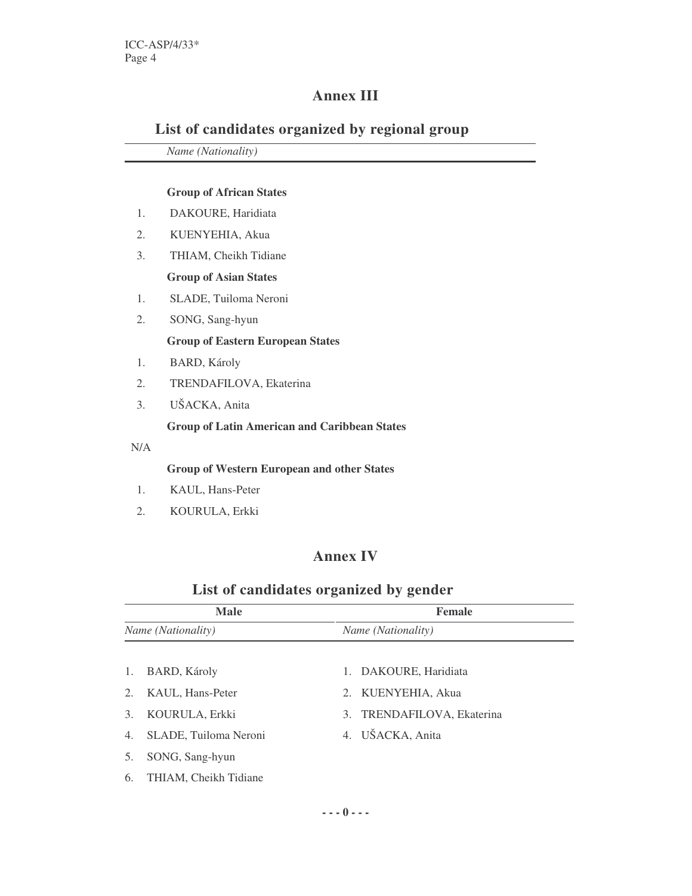## Annex III

### List of candidates organized by regional group

*Name (Nationality)*

**Group of African States**

1. DAKOURE, Haridiata
2. KUENYEHIA, Akua
3. THIAM, Cheikh Tidiane

**Group of Asian States**

1. SLADE, Tuiloma Neroni
2. SONG, Sang-hyun

**Group of Eastern European States**

1. BARD, Károly
2. TRENDAFILOVA, Ekaterina
3. UŠACKA, Anita

**Group of Latin American and Caribbean States**

N/A

**Group of Western European and other States**

1. KAUL, Hans-Peter
2. KOURULA, Erkki

## Annex IV

### List of candidates organized by gender

| Male | Female |
| --- | --- |
| *Name (Nationality)* | *Name (Nationality)* |
| 1. BARD, Károly | 1. DAKOURE, Haridiata |
| 2. KAUL, Hans-Peter | 2. KUENYEHIA, Akua |
| 3. KOURULA, Erkki | 3. TRENDAFILOVA, Ekaterina |
| 4. SLADE, Tuiloma Neroni | 4. UŠACKA, Anita |
| 5. SONG, Sang-hyun | |
| 6. THIAM, Cheikh Tidiane | |

- - - 0 - - -